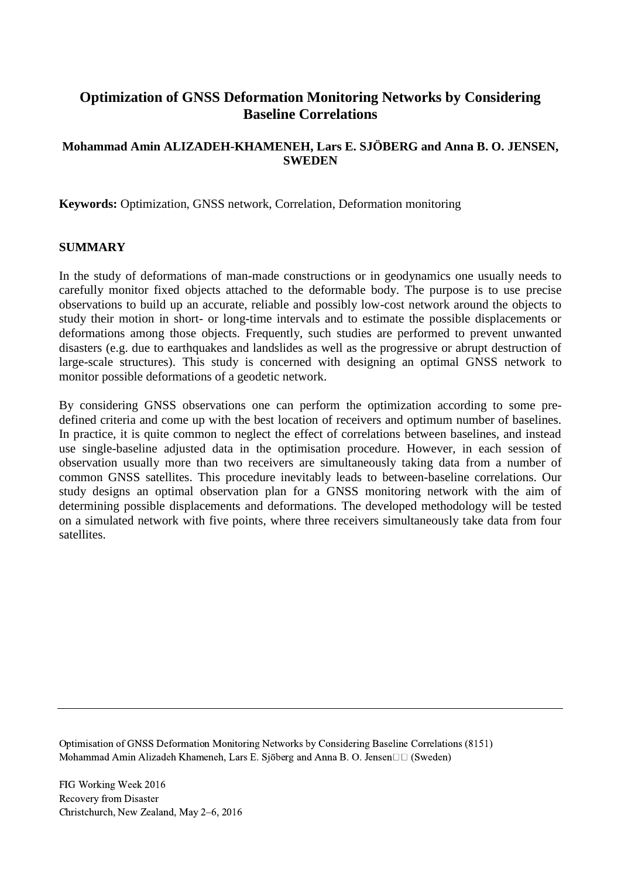# Optimization of GNSS Deformation Monitoring Networks by Considering Baseline Correlations

**Mohammad Amin ALIZADEH-KHAMENEH, Lars E. SJÖBERG and Anna B. O. JENSEN, SWEDEN**

**Keywords:** Optimization, GNSS network, Correlation, Deformation monitoring

## SUMMARY

In the study of deformations of man-made constructions or in geodynamics one usually needs to carefully monitor fixed objects attached to the deformable body. The purpose is to use precise observations to build up an accurate, reliable and possibly low-cost network around the objects to study their motion in short- or long-time intervals and to estimate the possible displacements or deformations among those objects. Frequently, such studies are performed to prevent unwanted disasters (e.g. due to earthquakes and landslides as well as the progressive or abrupt destruction of large-scale structures). This study is concerned with designing an optimal GNSS network to monitor possible deformations of a geodetic network.

By considering GNSS observations one can perform the optimization according to some pre-defined criteria and come up with the best location of receivers and optimum number of baselines. In practice, it is quite common to neglect the effect of correlations between baselines, and instead use single-baseline adjusted data in the optimisation procedure. However, in each session of observation usually more than two receivers are simultaneously taking data from a number of common GNSS satellites. This procedure inevitably leads to between-baseline correlations. Our study designs an optimal observation plan for a GNSS monitoring network with the aim of determining possible displacements and deformations. The developed methodology will be tested on a simulated network with five points, where three receivers simultaneously take data from four satellites.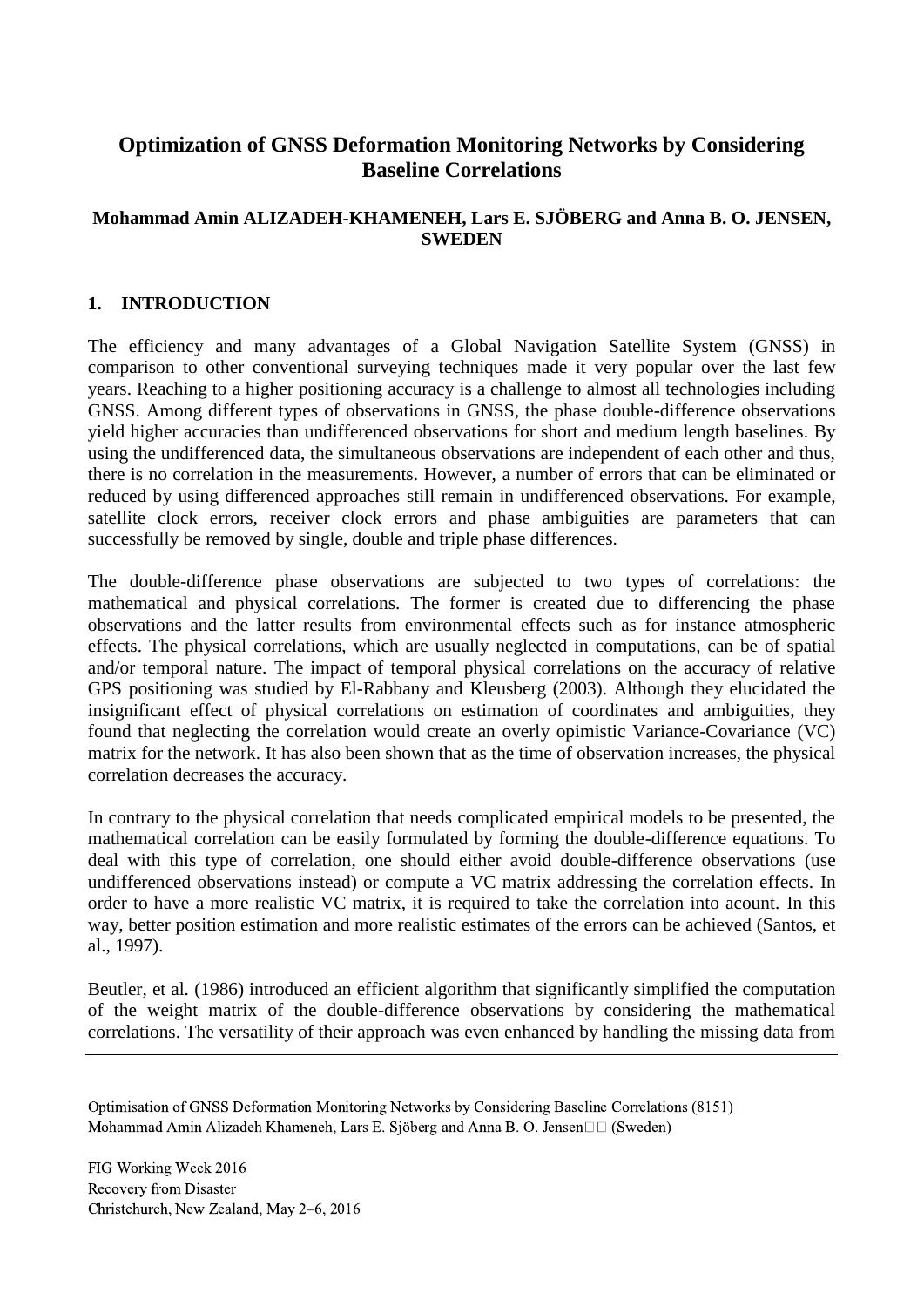# Optimization of GNSS Deformation Monitoring Networks by Considering Baseline Correlations

**Mohammad Amin ALIZADEH-KHAMENEH, Lars E. SJÖBERG and Anna B. O. JENSEN, SWEDEN**

## 1. INTRODUCTION

The efficiency and many advantages of a Global Navigation Satellite System (GNSS) in comparison to other conventional surveying techniques made it very popular over the last few years. Reaching to a higher positioning accuracy is a challenge to almost all technologies including GNSS. Among different types of observations in GNSS, the phase double-difference observations yield higher accuracies than undifferenced observations for short and medium length baselines. By using the undifferenced data, the simultaneous observations are independent of each other and thus, there is no correlation in the measurements. However, a number of errors that can be eliminated or reduced by using differenced approaches still remain in undifferenced observations. For example, satellite clock errors, receiver clock errors and phase ambiguities are parameters that can successfully be removed by single, double and triple phase differences.

The double-difference phase observations are subjected to two types of correlations: the mathematical and physical correlations. The former is created due to differencing the phase observations and the latter results from environmental effects such as for instance atmospheric effects. The physical correlations, which are usually neglected in computations, can be of spatial and/or temporal nature. The impact of temporal physical correlations on the accuracy of relative GPS positioning was studied by El-Rabbany and Kleusberg (2003). Although they elucidated the insignificant effect of physical correlations on estimation of coordinates and ambiguities, they found that neglecting the correlation would create an overly opimistic Variance-Covariance (VC) matrix for the network. It has also been shown that as the time of observation increases, the physical correlation decreases the accuracy.

In contrary to the physical correlation that needs complicated empirical models to be presented, the mathematical correlation can be easily formulated by forming the double-difference equations. To deal with this type of correlation, one should either avoid double-difference observations (use undifferenced observations instead) or compute a VC matrix addressing the correlation effects. In order to have a more realistic VC matrix, it is required to take the correlation into acount. In this way, better position estimation and more realistic estimates of the errors can be achieved (Santos, et al., 1997).

Beutler, et al. (1986) introduced an efficient algorithm that significantly simplified the computation of the weight matrix of the double-difference observations by considering the mathematical correlations. The versatility of their approach was even enhanced by handling the missing data from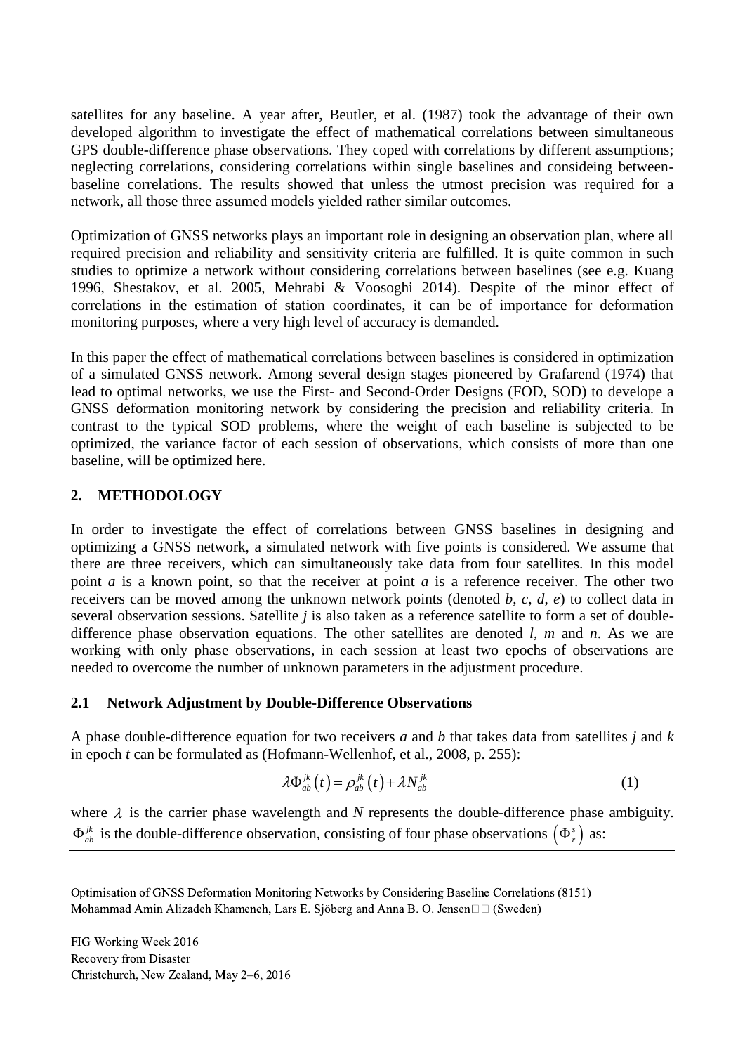satellites for any baseline. A year after, Beutler, et al. (1987) took the advantage of their own developed algorithm to investigate the effect of mathematical correlations between simultaneous GPS double-difference phase observations. They coped with correlations by different assumptions; neglecting correlations, considering correlations within single baselines and consideing between-baseline correlations. The results showed that unless the utmost precision was required for a network, all those three assumed models yielded rather similar outcomes.

Optimization of GNSS networks plays an important role in designing an observation plan, where all required precision and reliability and sensitivity criteria are fulfilled. It is quite common in such studies to optimize a network without considering correlations between baselines (see e.g. Kuang 1996, Shestakov, et al. 2005, Mehrabi & Voosoghi 2014). Despite of the minor effect of correlations in the estimation of station coordinates, it can be of importance for deformation monitoring purposes, where a very high level of accuracy is demanded.

In this paper the effect of mathematical correlations between baselines is considered in optimization of a simulated GNSS network. Among several design stages pioneered by Grafarend (1974) that lead to optimal networks, we use the First- and Second-Order Designs (FOD, SOD) to develope a GNSS deformation monitoring network by considering the precision and reliability criteria. In contrast to the typical SOD problems, where the weight of each baseline is subjected to be optimized, the variance factor of each session of observations, which consists of more than one baseline, will be optimized here.

## 2. METHODOLOGY

In order to investigate the effect of correlations between GNSS baselines in designing and optimizing a GNSS network, a simulated network with five points is considered. We assume that there are three receivers, which can simultaneously take data from four satellites. In this model point *a* is a known point, so that the receiver at point *a* is a reference receiver. The other two receivers can be moved among the unknown network points (denoted *b*, *c*, *d*, *e*) to collect data in several observation sessions. Satellite *j* is also taken as a reference satellite to form a set of double-difference phase observation equations. The other satellites are denoted *l*, *m* and *n*. As we are working with only phase observations, in each session at least two epochs of observations are needed to overcome the number of unknown parameters in the adjustment procedure.

### 2.1 Network Adjustment by Double-Difference Observations

A phase double-difference equation for two receivers *a* and *b* that takes data from satellites *j* and *k* in epoch *t* can be formulated as (Hofmann-Wellenhof, et al., 2008, p. 255):

$$\lambda \Phi_{ab}^{jk}(t) = \rho_{ab}^{jk}(t) + \lambda N_{ab}^{jk} \tag{1}$$

where $\lambda$ is the carrier phase wavelength and *N* represents the double-difference phase ambiguity. $\Phi_{ab}^{jk}$ is the double-difference observation, consisting of four phase observations $\left(\Phi_r^s\right)$ as: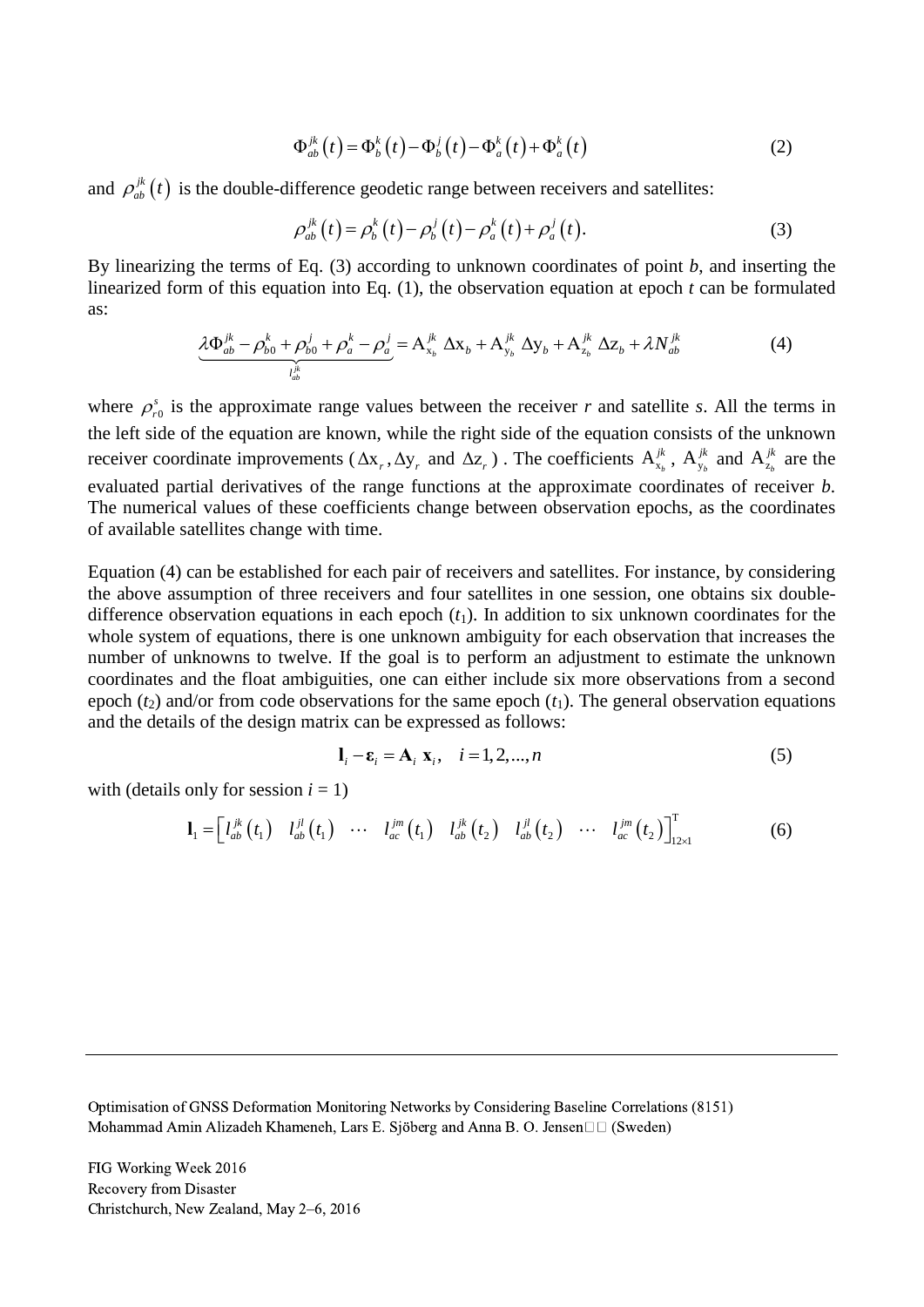$$\Phi_{ab}^{jk}(t) = \Phi_b^k(t) - \Phi_b^j(t) - \Phi_a^k(t) + \Phi_a^k(t) \tag{2}$$

and $\rho_{ab}^{jk}(t)$ is the double-difference geodetic range between receivers and satellites:

$$\rho_{ab}^{jk}(t) = \rho_b^k(t) - \rho_b^j(t) - \rho_a^k(t) + \rho_a^j(t). \tag{3}$$

By linearizing the terms of Eq. (3) according to unknown coordinates of point *b*, and inserting the linearized form of this equation into Eq. (1), the observation equation at epoch *t* can be formulated as:

$$\underbrace{\lambda\Phi_{ab}^{jk} - \rho_{b0}^k + \rho_{b0}^j + \rho_a^k - \rho_a^j}_{l_{ab}^{jk}} = \mathrm{A}_{\mathrm{x}_b}^{jk}\,\Delta\mathrm{x}_b + \mathrm{A}_{\mathrm{y}_b}^{jk}\,\Delta\mathrm{y}_b + \mathrm{A}_{\mathrm{z}_b}^{jk}\,\Delta\mathrm{z}_b + \lambda N_{ab}^{jk} \tag{4}$$

where $\rho_{r0}^s$ is the approximate range values between the receiver *r* and satellite *s*. All the terms in the left side of the equation are known, while the right side of the equation consists of the unknown receiver coordinate improvements ($\Delta\mathrm{x}_r, \Delta\mathrm{y}_r$ and $\Delta\mathrm{z}_r$). The coefficients $\mathrm{A}_{\mathrm{x}_b}^{jk}$, $\mathrm{A}_{\mathrm{y}_b}^{jk}$ and $\mathrm{A}_{\mathrm{z}_b}^{jk}$ are the evaluated partial derivatives of the range functions at the approximate coordinates of receiver *b*. The numerical values of these coefficients change between observation epochs, as the coordinates of available satellites change with time.

Equation (4) can be established for each pair of receivers and satellites. For instance, by considering the above assumption of three receivers and four satellites in one session, one obtains six double-difference observation equations in each epoch ($t_1$). In addition to six unknown coordinates for the whole system of equations, there is one unknown ambiguity for each observation that increases the number of unknowns to twelve. If the goal is to perform an adjustment to estimate the unknown coordinates and the float ambiguities, one can either include six more observations from a second epoch ($t_2$) and/or from code observations for the same epoch ($t_1$). The general observation equations and the details of the design matrix can be expressed as follows:

$$\mathbf{l}_i - \boldsymbol{\varepsilon}_i = \mathbf{A}_i\;\mathbf{x}_i, \quad i = 1, 2, ..., n \tag{5}$$

with (details only for session $i = 1$)

$$\mathbf{l}_1 = \begin{bmatrix} l_{ab}^{jk}(t_1) & l_{ab}^{jl}(t_1) & \cdots & l_{ac}^{jm}(t_1) & l_{ab}^{jk}(t_2) & l_{ab}^{jl}(t_2) & \cdots & l_{ac}^{jm}(t_2) \end{bmatrix}_{12\times 1}^{\mathrm{T}} \tag{6}$$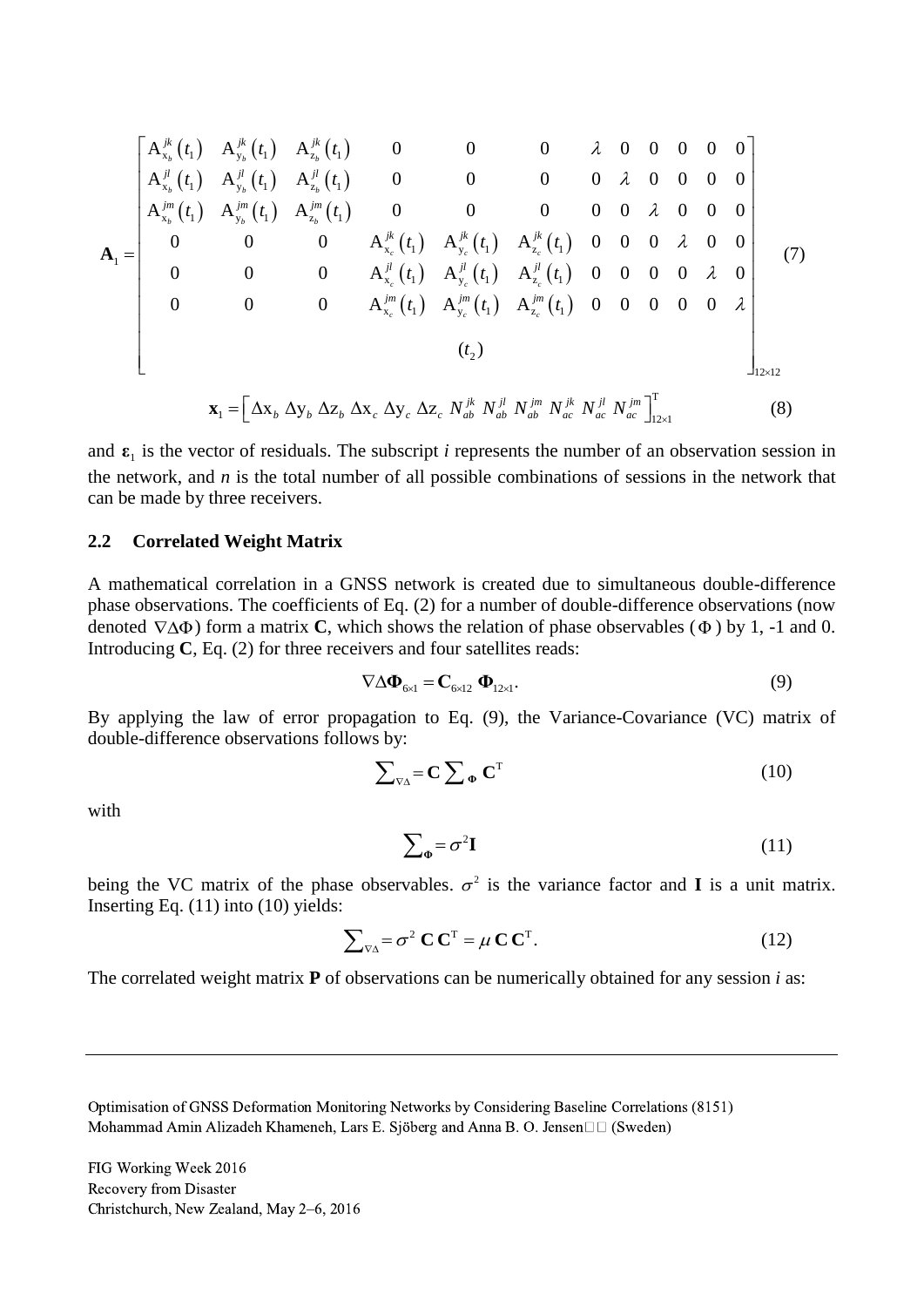$$
\mathbf{A}_1 = \begin{bmatrix}
\mathrm{A}^{jk}_{\mathrm{x}_b}(t_1) & \mathrm{A}^{jk}_{\mathrm{y}_b}(t_1) & \mathrm{A}^{jk}_{\mathrm{z}_b}(t_1) & 0 & 0 & 0 & \lambda & 0 & 0 & 0 & 0 & 0 \\
\mathrm{A}^{jl}_{\mathrm{x}_b}(t_1) & \mathrm{A}^{jl}_{\mathrm{y}_b}(t_1) & \mathrm{A}^{jl}_{\mathrm{z}_b}(t_1) & 0 & 0 & 0 & 0 & \lambda & 0 & 0 & 0 & 0 \\
\mathrm{A}^{jm}_{\mathrm{x}_b}(t_1) & \mathrm{A}^{jm}_{\mathrm{y}_b}(t_1) & \mathrm{A}^{jm}_{\mathrm{z}_b}(t_1) & 0 & 0 & 0 & 0 & 0 & \lambda & 0 & 0 & 0 \\
0 & 0 & 0 & \mathrm{A}^{jk}_{\mathrm{x}_c}(t_1) & \mathrm{A}^{jk}_{\mathrm{y}_c}(t_1) & \mathrm{A}^{jk}_{\mathrm{z}_c}(t_1) & 0 & 0 & 0 & \lambda & 0 & 0 \\
0 & 0 & 0 & \mathrm{A}^{jl}_{\mathrm{x}_c}(t_1) & \mathrm{A}^{jl}_{\mathrm{y}_c}(t_1) & \mathrm{A}^{jl}_{\mathrm{z}_c}(t_1) & 0 & 0 & 0 & 0 & \lambda & 0 \\
0 & 0 & 0 & \mathrm{A}^{jm}_{\mathrm{x}_c}(t_1) & \mathrm{A}^{jm}_{\mathrm{y}_c}(t_1) & \mathrm{A}^{jm}_{\mathrm{z}_c}(t_1) & 0 & 0 & 0 & 0 & 0 & \lambda \\
 & & & & & (t_2) & & & & & &
\end{bmatrix}_{12\times 12} \tag{7}
$$

$$
\mathbf{x}_1 = \left[ \Delta\mathrm{x}_b \ \Delta\mathrm{y}_b \ \Delta\mathrm{z}_b \ \Delta\mathrm{x}_c \ \Delta\mathrm{y}_c \ \Delta\mathrm{z}_c \ N^{jk}_{ab} \ N^{jl}_{ab} \ N^{jm}_{ab} \ N^{jk}_{ac} \ N^{jl}_{ac} \ N^{jm}_{ac} \right]^{\mathrm{T}}_{12\times 1} \tag{8}
$$

and $\boldsymbol{\varepsilon}_1$ is the vector of residuals. The subscript *i* represents the number of an observation session in the network, and *n* is the total number of all possible combinations of sessions in the network that can be made by three receivers.

### 2.2 Correlated Weight Matrix

A mathematical correlation in a GNSS network is created due to simultaneous double-difference phase observations. The coefficients of Eq. (2) for a number of double-difference observations (now denoted $\nabla\Delta\Phi$) form a matrix **C**, which shows the relation of phase observables ($\Phi$) by 1, -1 and 0. Introducing **C**, Eq. (2) for three receivers and four satellites reads:

$$
\nabla\Delta\mathbf{\Phi}_{6\times 1} = \mathbf{C}_{6\times 12} \ \mathbf{\Phi}_{12\times 1}. \tag{9}
$$

By applying the law of error propagation to Eq. (9), the Variance-Covariance (VC) matrix of double-difference observations follows by:

$$
\textstyle\sum_{\nabla\Delta} = \mathbf{C} \sum_{\mathbf{\Phi}} \mathbf{C}^{\mathrm{T}} \tag{10}
$$

with

$$
\textstyle\sum_{\mathbf{\Phi}} = \sigma^2 \mathbf{I} \tag{11}
$$

being the VC matrix of the phase observables. $\sigma^2$ is the variance factor and **I** is a unit matrix. Inserting Eq. (11) into (10) yields:

$$
\textstyle\sum_{\nabla\Delta} = \sigma^2 \ \mathbf{C}\,\mathbf{C}^{\mathrm{T}} = \mu\,\mathbf{C}\,\mathbf{C}^{\mathrm{T}}. \tag{12}
$$

The correlated weight matrix **P** of observations can be numerically obtained for any session *i* as: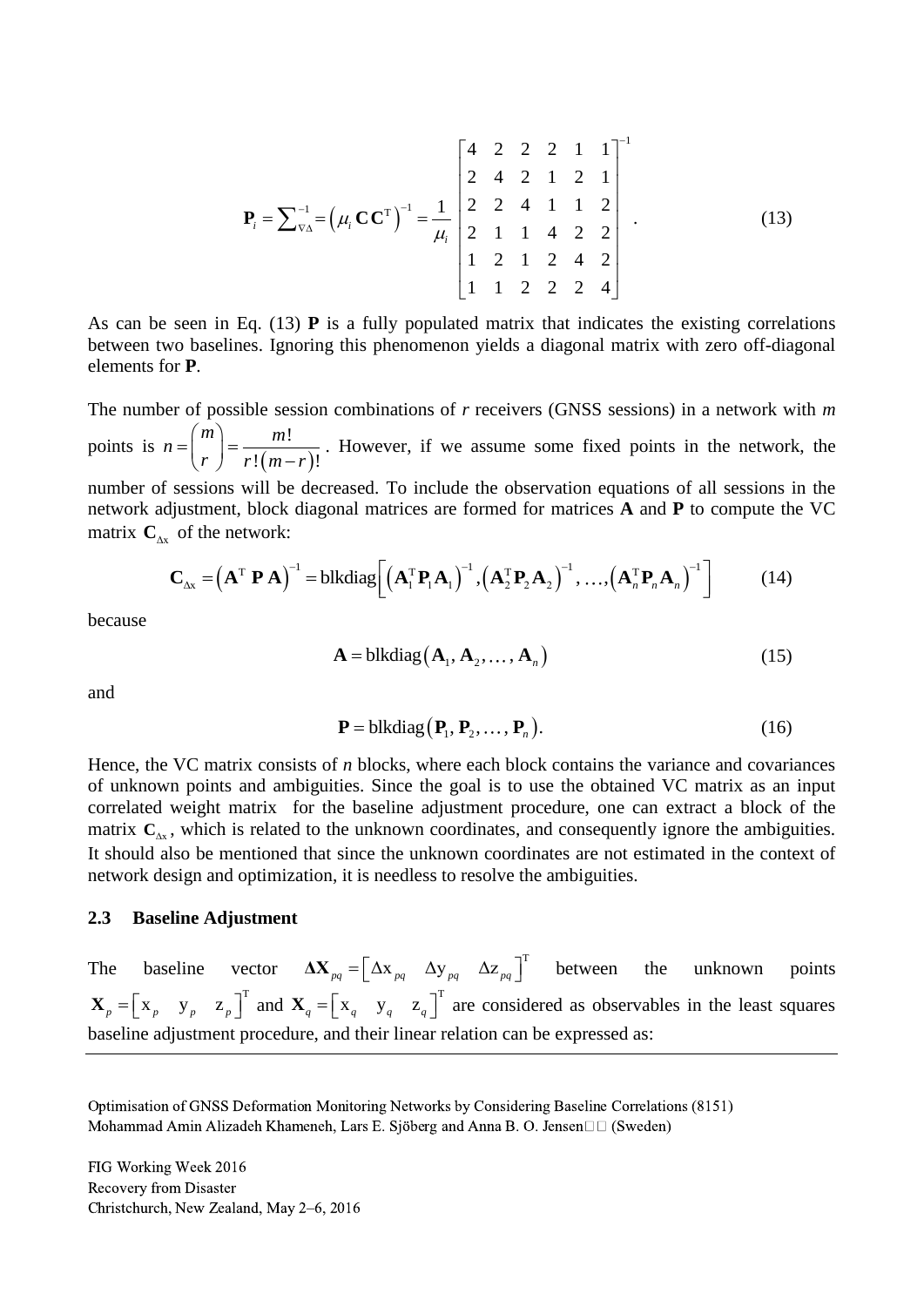$$
\mathbf{P}_i = \sum\nolimits_{\nabla\Delta}^{-1} = \left(\mu_i \, \mathbf{C}\,\mathbf{C}^{\mathrm{T}}\right)^{-1} = \frac{1}{\mu_i}\begin{bmatrix} 4 & 2 & 2 & 2 & 1 & 1 \\ 2 & 4 & 2 & 1 & 2 & 1 \\ 2 & 2 & 4 & 1 & 1 & 2 \\ 2 & 1 & 1 & 4 & 2 & 2 \\ 1 & 2 & 1 & 2 & 4 & 2 \\ 1 & 1 & 2 & 2 & 2 & 4 \end{bmatrix}^{-1} . \tag{13}
$$

As can be seen in Eq. (13) **P** is a fully populated matrix that indicates the existing correlations between two baselines. Ignoring this phenomenon yields a diagonal matrix with zero off-diagonal elements for **P**.

The number of possible session combinations of $r$ receivers (GNSS sessions) in a network with $m$ points is $n = \binom{m}{r} = \frac{m!}{r!\left(m-r\right)!}$. However, if we assume some fixed points in the network, the number of sessions will be decreased. To include the observation equations of all sessions in the network adjustment, block diagonal matrices are formed for matrices **A** and **P** to compute the VC matrix $\mathbf{C}_{\Delta x}$ of the network:

$$
\mathbf{C}_{\Delta x} = \left(\mathbf{A}^{\mathrm{T}}\,\mathbf{P}\,\mathbf{A}\right)^{-1} = \mathrm{blkdiag}\left[\left(\mathbf{A}_1^{\mathrm{T}}\mathbf{P}_1\mathbf{A}_1\right)^{-1}, \left(\mathbf{A}_2^{\mathrm{T}}\mathbf{P}_2\mathbf{A}_2\right)^{-1}, \ldots, \left(\mathbf{A}_n^{\mathrm{T}}\mathbf{P}_n\mathbf{A}_n\right)^{-1}\right] \tag{14}
$$

because

$$
\mathbf{A} = \mathrm{blkdiag}\left(\mathbf{A}_1, \mathbf{A}_2, \ldots, \mathbf{A}_n\right) \tag{15}
$$

and

$$
\mathbf{P} = \mathrm{blkdiag}\left(\mathbf{P}_1, \mathbf{P}_2, \ldots, \mathbf{P}_n\right). \tag{16}
$$

Hence, the VC matrix consists of $n$ blocks, where each block contains the variance and covariances of unknown points and ambiguities. Since the goal is to use the obtained VC matrix as an input correlated weight matrix for the baseline adjustment procedure, one can extract a block of the matrix $\mathbf{C}_{\Delta x}$, which is related to the unknown coordinates, and consequently ignore the ambiguities. It should also be mentioned that since the unknown coordinates are not estimated in the context of network design and optimization, it is needless to resolve the ambiguities.

### 2.3 Baseline Adjustment

The baseline vector $\mathbf{\Delta X}_{pq} = \left[\Delta x_{pq} \quad \Delta y_{pq} \quad \Delta z_{pq}\right]^{\mathrm{T}}$ between the unknown points $\mathbf{X}_p = \left[x_p \quad y_p \quad z_p\right]^{\mathrm{T}}$ and $\mathbf{X}_q = \left[x_q \quad y_q \quad z_q\right]^{\mathrm{T}}$ are considered as observables in the least squares baseline adjustment procedure, and their linear relation can be expressed as: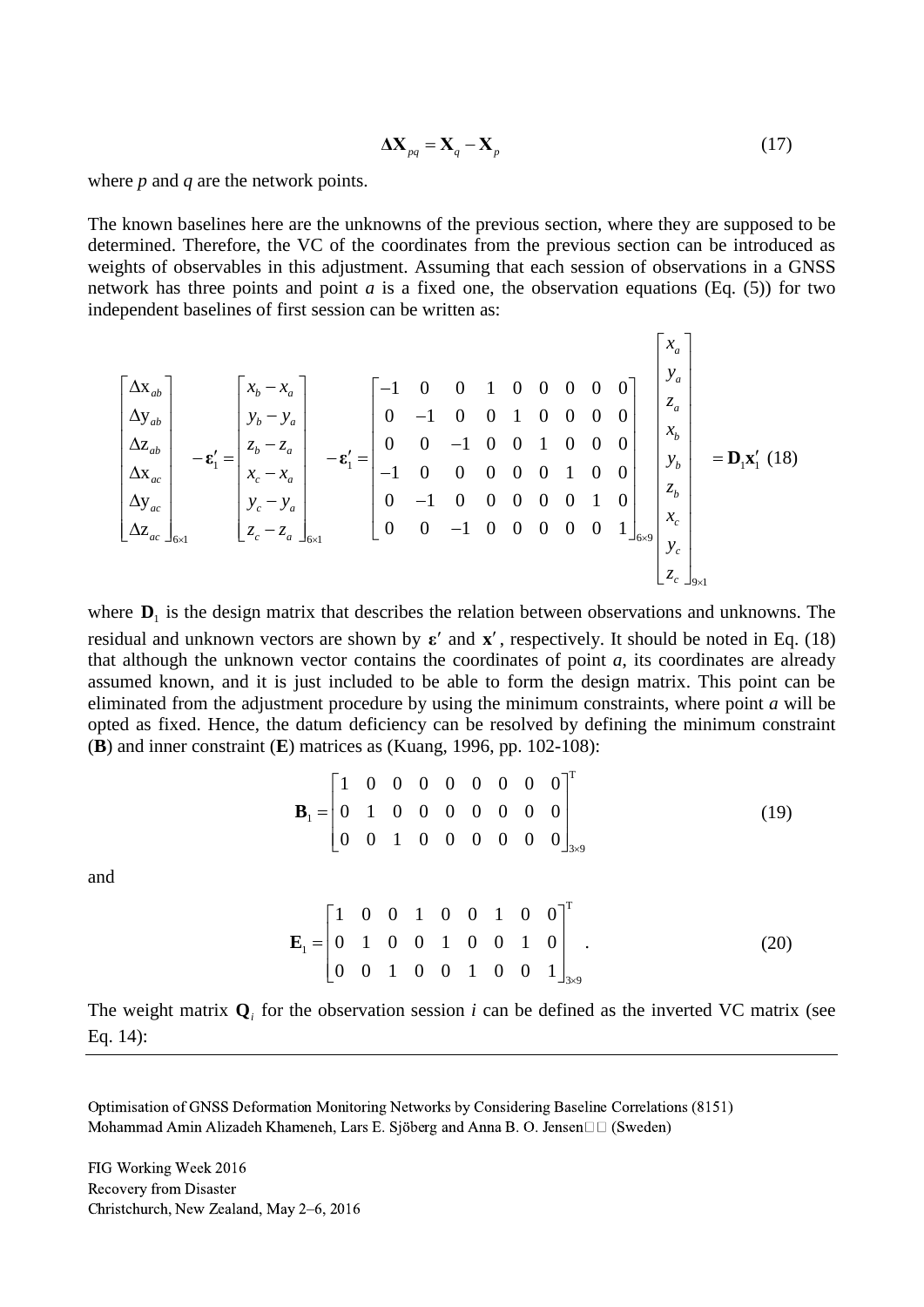$$\Delta\mathbf{X}_{pq} = \mathbf{X}_q - \mathbf{X}_p \tag{17}$$

where $p$ and $q$ are the network points.

The known baselines here are the unknowns of the previous section, where they are supposed to be determined. Therefore, the VC of the coordinates from the previous section can be introduced as weights of observables in this adjustment. Assuming that each session of observations in a GNSS network has three points and point $a$ is a fixed one, the observation equations (Eq. (5)) for two independent baselines of first session can be written as:

$$\begin{bmatrix} \Delta x_{ab} \\ \Delta y_{ab} \\ \Delta z_{ab} \\ \Delta x_{ac} \\ \Delta y_{ac} \\ \Delta z_{ac} \end{bmatrix}_{6\times1} - \boldsymbol{\varepsilon}'_1 = \begin{bmatrix} x_b - x_a \\ y_b - y_a \\ z_b - z_a \\ x_c - x_a \\ y_c - y_a \\ z_c - z_a \end{bmatrix}_{6\times1} - \boldsymbol{\varepsilon}'_1 = \begin{bmatrix} -1 & 0 & 0 & 1 & 0 & 0 & 0 & 0 & 0 \\ 0 & -1 & 0 & 0 & 1 & 0 & 0 & 0 & 0 \\ 0 & 0 & -1 & 0 & 0 & 1 & 0 & 0 & 0 \\ -1 & 0 & 0 & 0 & 0 & 0 & 1 & 0 & 0 \\ 0 & -1 & 0 & 0 & 0 & 0 & 0 & 1 & 0 \\ 0 & 0 & -1 & 0 & 0 & 0 & 0 & 0 & 1 \end{bmatrix}_{6\times9} \begin{bmatrix} x_a \\ y_a \\ z_a \\ x_b \\ y_b \\ z_b \\ x_c \\ y_c \\ z_c \end{bmatrix}_{9\times1} = \mathbf{D}_1\mathbf{x}'_1 \tag{18}$$

where $\mathbf{D}_1$ is the design matrix that describes the relation between observations and unknowns. The residual and unknown vectors are shown by $\boldsymbol{\varepsilon}'$ and $\mathbf{x}'$, respectively. It should be noted in Eq. (18) that although the unknown vector contains the coordinates of point $a$, its coordinates are already assumed known, and it is just included to be able to form the design matrix. This point can be eliminated from the adjustment procedure by using the minimum constraints, where point $a$ will be opted as fixed. Hence, the datum deficiency can be resolved by defining the minimum constraint ($\mathbf{B}$) and inner constraint ($\mathbf{E}$) matrices as (Kuang, 1996, pp. 102-108):

$$\mathbf{B}_1 = \begin{bmatrix} 1 & 0 & 0 & 0 & 0 & 0 & 0 & 0 & 0 \\ 0 & 1 & 0 & 0 & 0 & 0 & 0 & 0 & 0 \\ 0 & 0 & 1 & 0 & 0 & 0 & 0 & 0 & 0 \end{bmatrix}^{\mathrm{T}}_{3\times9} \tag{19}$$

and

$$\mathbf{E}_1 = \begin{bmatrix} 1 & 0 & 0 & 1 & 0 & 0 & 1 & 0 & 0 \\ 0 & 1 & 0 & 0 & 1 & 0 & 0 & 1 & 0 \\ 0 & 0 & 1 & 0 & 0 & 1 & 0 & 0 & 1 \end{bmatrix}^{\mathrm{T}}_{3\times9} . \tag{20}$$

The weight matrix $\mathbf{Q}_i$ for the observation session $i$ can be defined as the inverted VC matrix (see Eq. 14):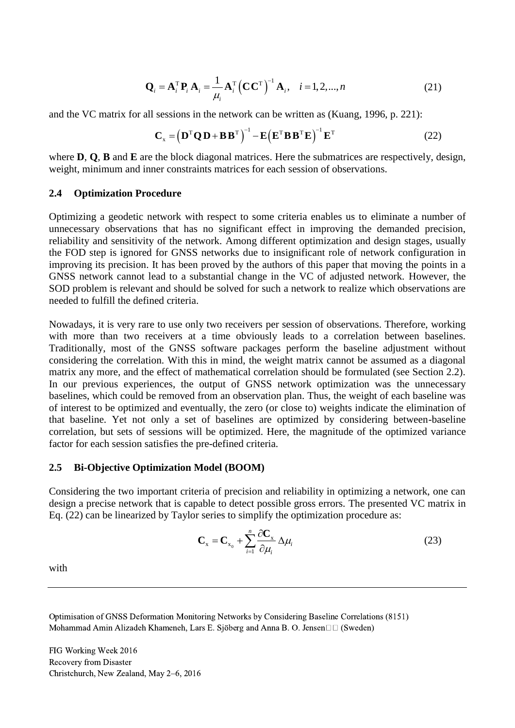$$\mathbf{Q}_i = \mathbf{A}_i^{\mathrm{T}} \mathbf{P}_i \mathbf{A}_i = \frac{1}{\mu_i} \mathbf{A}_i^{\mathrm{T}} \left( \mathbf{C} \mathbf{C}^{\mathrm{T}} \right)^{-1} \mathbf{A}_i, \quad i = 1, 2, ..., n \tag{21}$$

and the VC matrix for all sessions in the network can be written as (Kuang, 1996, p. 221):

$$\mathbf{C}_{\mathrm{x}} = \left( \mathbf{D}^{\mathrm{T}} \mathbf{Q} \, \mathbf{D} + \mathbf{B} \mathbf{B}^{\mathrm{T}} \right)^{-1} - \mathbf{E} \left( \mathbf{E}^{\mathrm{T}} \mathbf{B} \mathbf{B}^{\mathrm{T}} \mathbf{E} \right)^{-1} \mathbf{E}^{\mathrm{T}} \tag{22}$$

where **D**, **Q**, **B** and **E** are the block diagonal matrices. Here the submatrices are respectively, design, weight, minimum and inner constraints matrices for each session of observations.

### 2.4 Optimization Procedure

Optimizing a geodetic network with respect to some criteria enables us to eliminate a number of unnecessary observations that has no significant effect in improving the demanded precision, reliability and sensitivity of the network. Among different optimization and design stages, usually the FOD step is ignored for GNSS networks due to insignificant role of network configuration in improving its precision. It has been proved by the authors of this paper that moving the points in a GNSS network cannot lead to a substantial change in the VC of adjusted network. However, the SOD problem is relevant and should be solved for such a network to realize which observations are needed to fulfill the defined criteria.

Nowadays, it is very rare to use only two receivers per session of observations. Therefore, working with more than two receivers at a time obviously leads to a correlation between baselines. Traditionally, most of the GNSS software packages perform the baseline adjustment without considering the correlation. With this in mind, the weight matrix cannot be assumed as a diagonal matrix any more, and the effect of mathematical correlation should be formulated (see Section 2.2). In our previous experiences, the output of GNSS network optimization was the unnecessary baselines, which could be removed from an observation plan. Thus, the weight of each baseline was of interest to be optimized and eventually, the zero (or close to) weights indicate the elimination of that baseline. Yet not only a set of baselines are optimized by considering between-baseline correlation, but sets of sessions will be optimized. Here, the magnitude of the optimized variance factor for each session satisfies the pre-defined criteria.

### 2.5 Bi-Objective Optimization Model (BOOM)

Considering the two important criteria of precision and reliability in optimizing a network, one can design a precise network that is capable to detect possible gross errors. The presented VC matrix in Eq. (22) can be linearized by Taylor series to simplify the optimization procedure as:

$$\mathbf{C}_{\mathrm{x}} = \mathbf{C}_{\mathrm{x}_0} + \sum_{i=1}^{n} \frac{\partial \mathbf{C}_{\mathrm{x}}}{\partial \mu_i} \Delta \mu_i \tag{23}$$

with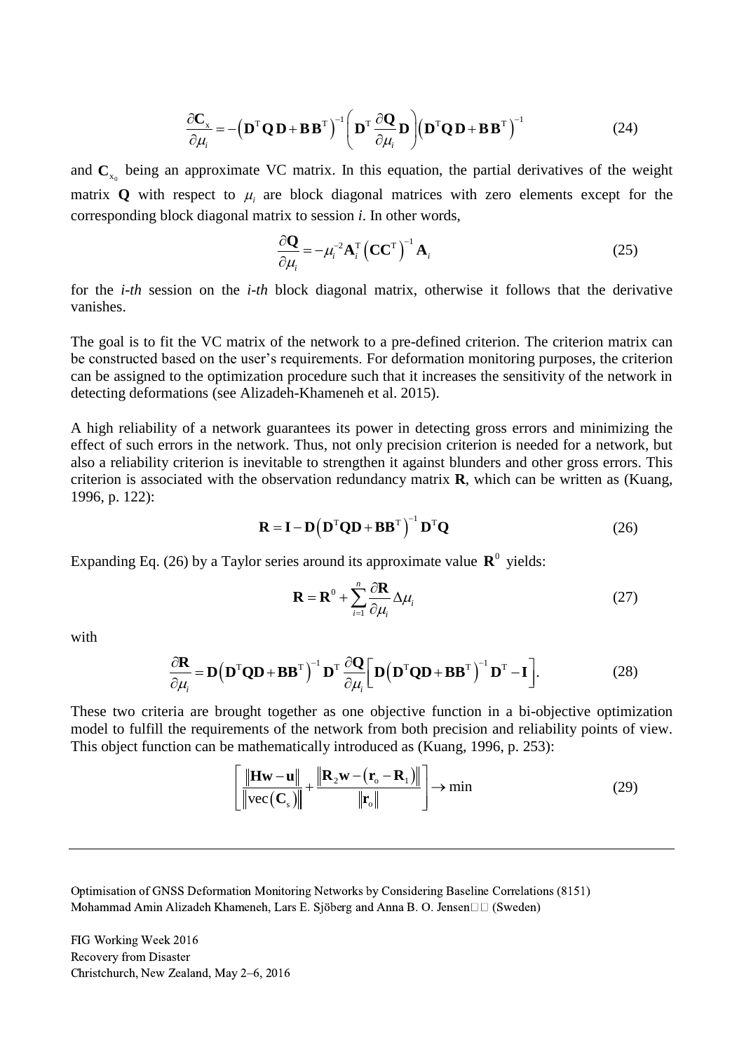$$\frac{\partial \mathbf{C}_{\mathrm{x}}}{\partial \mu_i} = -\left(\mathbf{D}^{\mathrm{T}}\mathbf{Q}\,\mathbf{D} + \mathbf{B}\,\mathbf{B}^{\mathrm{T}}\right)^{-1}\left(\mathbf{D}^{\mathrm{T}}\frac{\partial \mathbf{Q}}{\partial \mu_i}\mathbf{D}\right)\left(\mathbf{D}^{\mathrm{T}}\mathbf{Q}\,\mathbf{D} + \mathbf{B}\,\mathbf{B}^{\mathrm{T}}\right)^{-1} \tag{24}$$

and $\mathbf{C}_{\mathrm{x}_0}$ being an approximate VC matrix. In this equation, the partial derivatives of the weight matrix $\mathbf{Q}$ with respect to $\mu_i$ are block diagonal matrices with zero elements except for the corresponding block diagonal matrix to session *i*. In other words,

$$\frac{\partial \mathbf{Q}}{\partial \mu_i} = -\mu_i^{-2}\mathbf{A}_i^{\mathrm{T}}\left(\mathbf{C}\mathbf{C}^{\mathrm{T}}\right)^{-1}\mathbf{A}_i \tag{25}$$

for the *i-th* session on the *i-th* block diagonal matrix, otherwise it follows that the derivative vanishes.

The goal is to fit the VC matrix of the network to a pre-defined criterion. The criterion matrix can be constructed based on the user's requirements. For deformation monitoring purposes, the criterion can be assigned to the optimization procedure such that it increases the sensitivity of the network in detecting deformations (see Alizadeh-Khameneh et al. 2015).

A high reliability of a network guarantees its power in detecting gross errors and minimizing the effect of such errors in the network. Thus, not only precision criterion is needed for a network, but also a reliability criterion is inevitable to strengthen it against blunders and other gross errors. This criterion is associated with the observation redundancy matrix $\mathbf{R}$, which can be written as (Kuang, 1996, p. 122):

$$\mathbf{R} = \mathbf{I} - \mathbf{D}\left(\mathbf{D}^{\mathrm{T}}\mathbf{Q}\mathbf{D} + \mathbf{B}\mathbf{B}^{\mathrm{T}}\right)^{-1}\mathbf{D}^{\mathrm{T}}\mathbf{Q} \tag{26}$$

Expanding Eq. (26) by a Taylor series around its approximate value $\mathbf{R}^0$ yields:

$$\mathbf{R} = \mathbf{R}^0 + \sum_{i=1}^{n}\frac{\partial \mathbf{R}}{\partial \mu_i}\Delta\mu_i \tag{27}$$

with

$$\frac{\partial \mathbf{R}}{\partial \mu_i} = \mathbf{D}\left(\mathbf{D}^{\mathrm{T}}\mathbf{Q}\mathbf{D} + \mathbf{B}\mathbf{B}^{\mathrm{T}}\right)^{-1}\mathbf{D}^{\mathrm{T}}\frac{\partial \mathbf{Q}}{\partial \mu_i}\left[\mathbf{D}\left(\mathbf{D}^{\mathrm{T}}\mathbf{Q}\mathbf{D} + \mathbf{B}\mathbf{B}^{\mathrm{T}}\right)^{-1}\mathbf{D}^{\mathrm{T}} - \mathbf{I}\right]. \tag{28}$$

These two criteria are brought together as one objective function in a bi-objective optimization model to fulfill the requirements of the network from both precision and reliability points of view. This object function can be mathematically introduced as (Kuang, 1996, p. 253):

$$\left[\frac{\left\|\mathbf{H}\mathbf{w} - \mathbf{u}\right\|}{\left\|\mathrm{vec}\left(\mathbf{C}_{\mathrm{s}}\right)\right\|} + \frac{\left\|\mathbf{R}_2\mathbf{w} - \left(\mathbf{r}_{\mathrm{o}} - \mathbf{R}_1\right)\right\|}{\left\|\mathbf{r}_{\mathrm{o}}\right\|}\right] \to \min \tag{29}$$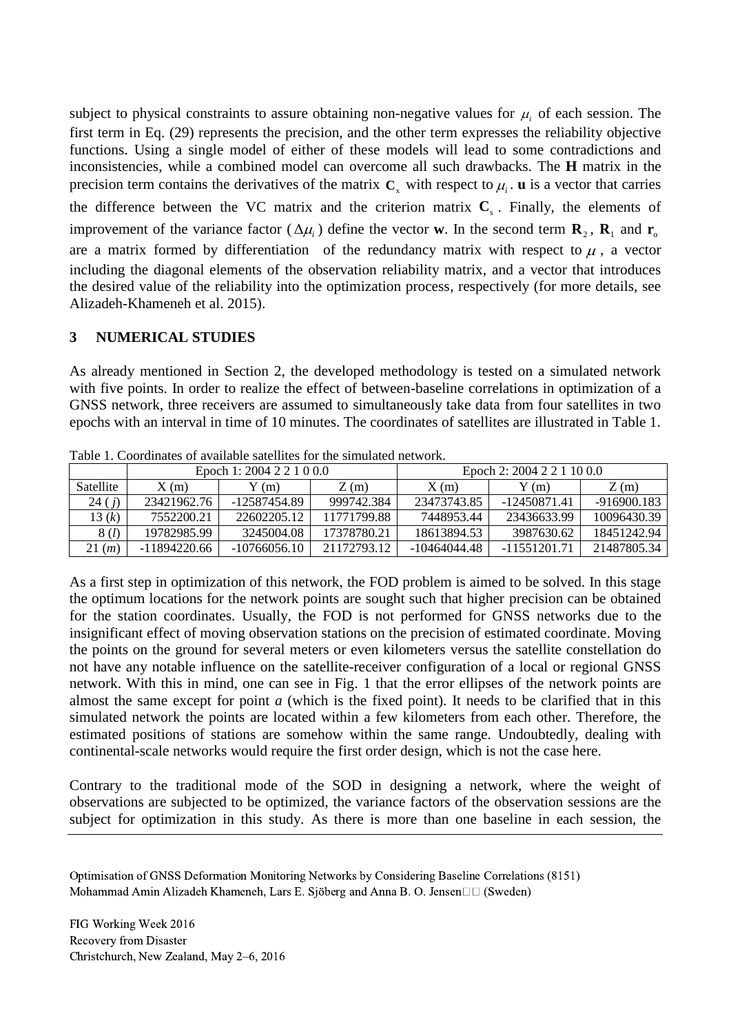subject to physical constraints to assure obtaining non-negative values for $\mu_i$ of each session. The first term in Eq. (29) represents the precision, and the other term expresses the reliability objective functions. Using a single model of either of these models will lead to some contradictions and inconsistencies, while a combined model can overcome all such drawbacks. The **H** matrix in the precision term contains the derivatives of the matrix $\mathbf{C}_x$ with respect to $\mu_i$. **u** is a vector that carries the difference between the VC matrix and the criterion matrix $\mathbf{C}_s$. Finally, the elements of improvement of the variance factor ($\Delta\mu_i$) define the vector **w**. In the second term $\mathbf{R}_2$, $\mathbf{R}_1$ and $\mathbf{r}_o$ are a matrix formed by differentiation of the redundancy matrix with respect to $\mu$, a vector including the diagonal elements of the observation reliability matrix, and a vector that introduces the desired value of the reliability into the optimization process, respectively (for more details, see Alizadeh-Khameneh et al. 2015).

## 3 NUMERICAL STUDIES

As already mentioned in Section 2, the developed methodology is tested on a simulated network with five points. In order to realize the effect of between-baseline correlations in optimization of a GNSS network, three receivers are assumed to simultaneously take data from four satellites in two epochs with an interval in time of 10 minutes. The coordinates of satellites are illustrated in Table 1.

Table 1. Coordinates of available satellites for the simulated network.

| | Epoch 1: 2004 2 2 1 0 0.0 | | | Epoch 2: 2004 2 2 1 10 0.0 | | |
|---|---|---|---|---|---|---|
| Satellite | X (m) | Y (m) | Z (m) | X (m) | Y (m) | Z (m) |
| 24 (*j*) | 23421962.76 | -12587454.89 | 999742.384 | 23473743.85 | -12450871.41 | -916900.183 |
| 13 (*k*) | 7552200.21 | 22602205.12 | 11771799.88 | 7448953.44 | 23436633.99 | 10096430.39 |
| 8 (*l*) | 19782985.99 | 3245004.08 | 17378780.21 | 18613894.53 | 3987630.62 | 18451242.94 |
| 21 (*m*) | -11894220.66 | -10766056.10 | 21172793.12 | -10464044.48 | -11551201.71 | 21487805.34 |

As a first step in optimization of this network, the FOD problem is aimed to be solved. In this stage the optimum locations for the network points are sought such that higher precision can be obtained for the station coordinates. Usually, the FOD is not performed for GNSS networks due to the insignificant effect of moving observation stations on the precision of estimated coordinate. Moving the points on the ground for several meters or even kilometers versus the satellite constellation do not have any notable influence on the satellite-receiver configuration of a local or regional GNSS network. With this in mind, one can see in Fig. 1 that the error ellipses of the network points are almost the same except for point *a* (which is the fixed point). It needs to be clarified that in this simulated network the points are located within a few kilometers from each other. Therefore, the estimated positions of stations are somehow within the same range. Undoubtedly, dealing with continental-scale networks would require the first order design, which is not the case here.

Contrary to the traditional mode of the SOD in designing a network, where the weight of observations are subjected to be optimized, the variance factors of the observation sessions are the subject for optimization in this study. As there is more than one baseline in each session, the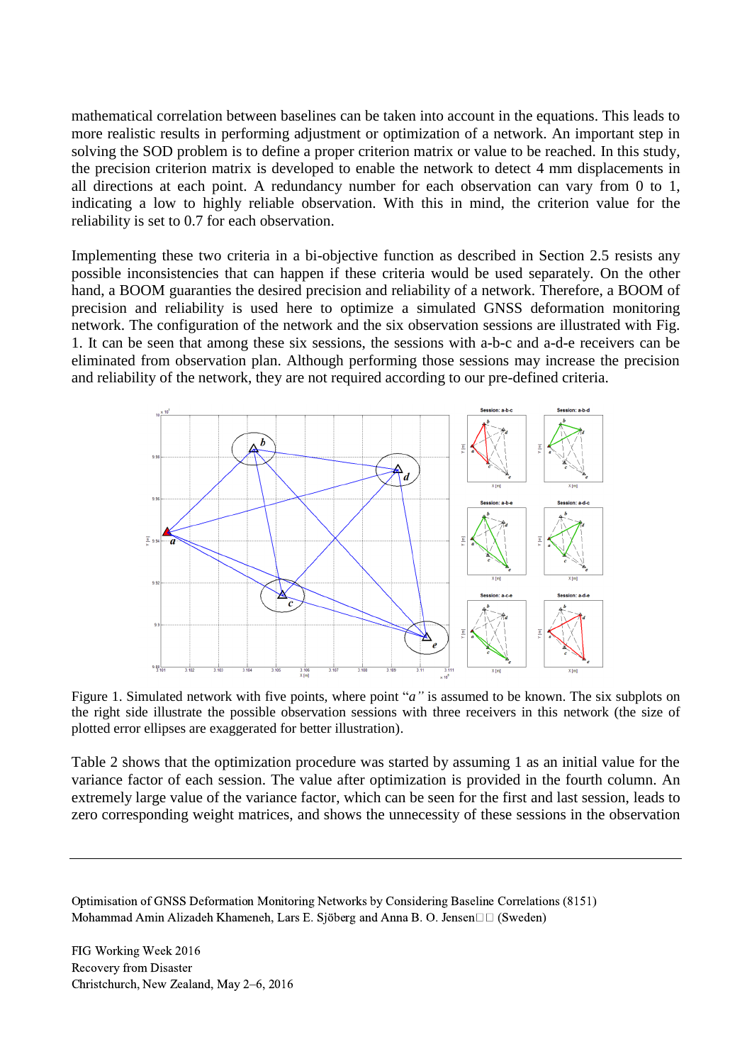mathematical correlation between baselines can be taken into account in the equations. This leads to more realistic results in performing adjustment or optimization of a network. An important step in solving the SOD problem is to define a proper criterion matrix or value to be reached. In this study, the precision criterion matrix is developed to enable the network to detect 4 mm displacements in all directions at each point. A redundancy number for each observation can vary from 0 to 1, indicating a low to highly reliable observation. With this in mind, the criterion value for the reliability is set to 0.7 for each observation.

Implementing these two criteria in a bi-objective function as described in Section 2.5 resists any possible inconsistencies that can happen if these criteria would be used separately. On the other hand, a BOOM guaranties the desired precision and reliability of a network. Therefore, a BOOM of precision and reliability is used here to optimize a simulated GNSS deformation monitoring network. The configuration of the network and the six observation sessions are illustrated with Fig. 1. It can be seen that among these six sessions, the sessions with a-b-c and a-d-e receivers can be eliminated from observation plan. Although performing those sessions may increase the precision and reliability of the network, they are not required according to our pre-defined criteria.

Figure 1. Simulated network with five points, where point "*a*" is assumed to be known. The six subplots on the right side illustrate the possible observation sessions with three receivers in this network (the size of plotted error ellipses are exaggerated for better illustration).

Table 2 shows that the optimization procedure was started by assuming 1 as an initial value for the variance factor of each session. The value after optimization is provided in the fourth column. An extremely large value of the variance factor, which can be seen for the first and last session, leads to zero corresponding weight matrices, and shows the unnecessity of these sessions in the observation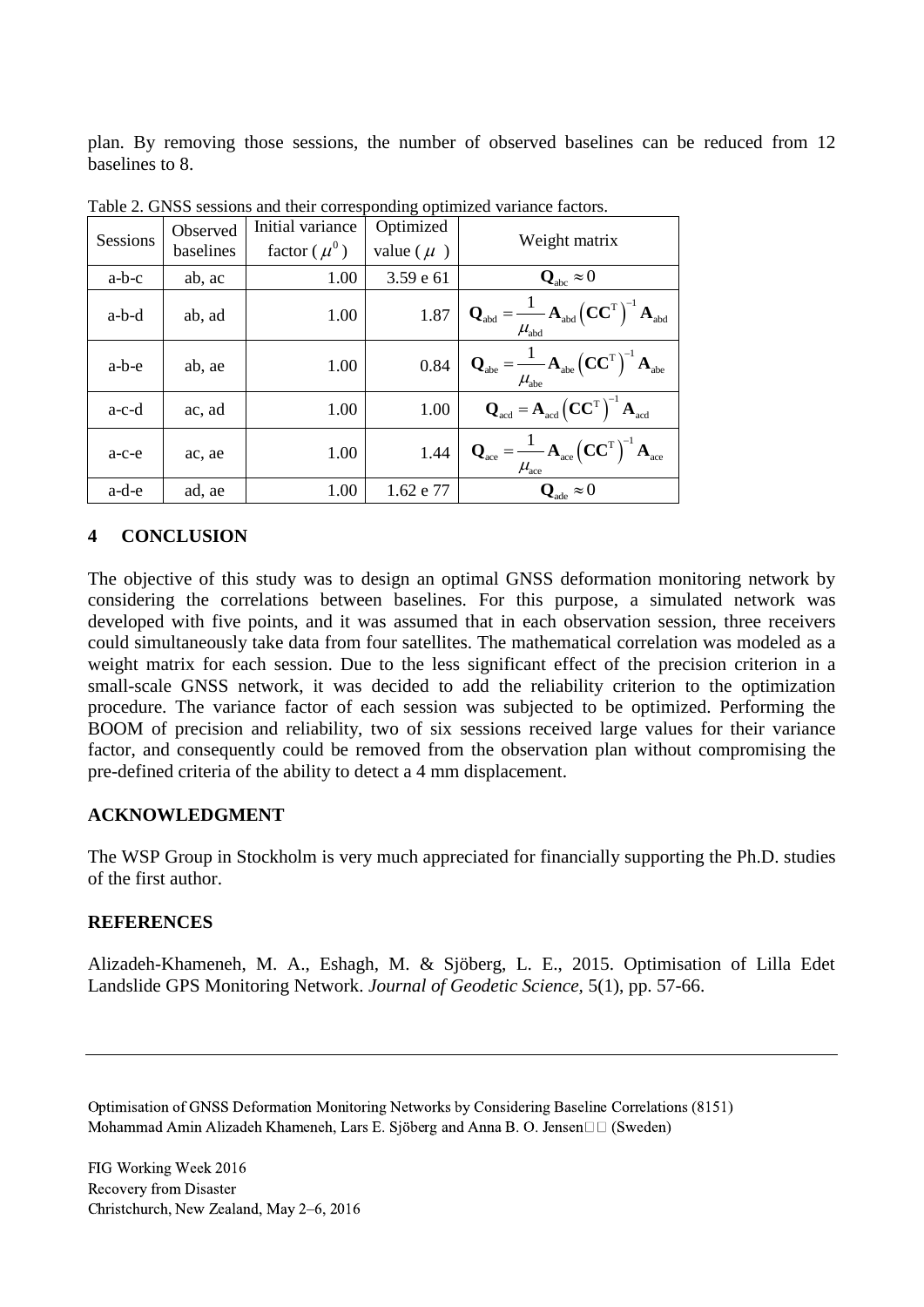plan. By removing those sessions, the number of observed baselines can be reduced from 12 baselines to 8.

Table 2. GNSS sessions and their corresponding optimized variance factors.

| Sessions | Observed baselines | Initial variance factor ( $\mu^0$ ) | Optimized value ( $\mu$ ) | Weight matrix |
|---|---|---|---|---|
| a-b-c | ab, ac | 1.00 | 3.59 e 61 | $\mathbf{Q}_{\text{abc}} \approx 0$ |
| a-b-d | ab, ad | 1.00 | 1.87 | $\mathbf{Q}_{\text{abd}} = \frac{1}{\mu_{\text{abd}}} \mathbf{A}_{\text{abd}} \left(\mathbf{CC}^{\text{T}}\right)^{-1} \mathbf{A}_{\text{abd}}$ |
| a-b-e | ab, ae | 1.00 | 0.84 | $\mathbf{Q}_{\text{abe}} = \frac{1}{\mu_{\text{abe}}} \mathbf{A}_{\text{abe}} \left(\mathbf{CC}^{\text{T}}\right)^{-1} \mathbf{A}_{\text{abe}}$ |
| a-c-d | ac, ad | 1.00 | 1.00 | $\mathbf{Q}_{\text{acd}} = \mathbf{A}_{\text{acd}} \left(\mathbf{CC}^{\text{T}}\right)^{-1} \mathbf{A}_{\text{acd}}$ |
| a-c-e | ac, ae | 1.00 | 1.44 | $\mathbf{Q}_{\text{ace}} = \frac{1}{\mu_{\text{ace}}} \mathbf{A}_{\text{ace}} \left(\mathbf{CC}^{\text{T}}\right)^{-1} \mathbf{A}_{\text{ace}}$ |
| a-d-e | ad, ae | 1.00 | 1.62 e 77 | $\mathbf{Q}_{\text{ade}} \approx 0$ |

## 4 CONCLUSION

The objective of this study was to design an optimal GNSS deformation monitoring network by considering the correlations between baselines. For this purpose, a simulated network was developed with five points, and it was assumed that in each observation session, three receivers could simultaneously take data from four satellites. The mathematical correlation was modeled as a weight matrix for each session. Due to the less significant effect of the precision criterion in a small-scale GNSS network, it was decided to add the reliability criterion to the optimization procedure. The variance factor of each session was subjected to be optimized. Performing the BOOM of precision and reliability, two of six sessions received large values for their variance factor, and consequently could be removed from the observation plan without compromising the pre-defined criteria of the ability to detect a 4 mm displacement.

## ACKNOWLEDGMENT

The WSP Group in Stockholm is very much appreciated for financially supporting the Ph.D. studies of the first author.

## REFERENCES

Alizadeh-Khameneh, M. A., Eshagh, M. & Sjöberg, L. E., 2015. Optimisation of Lilla Edet Landslide GPS Monitoring Network. *Journal of Geodetic Science*, 5(1), pp. 57-66.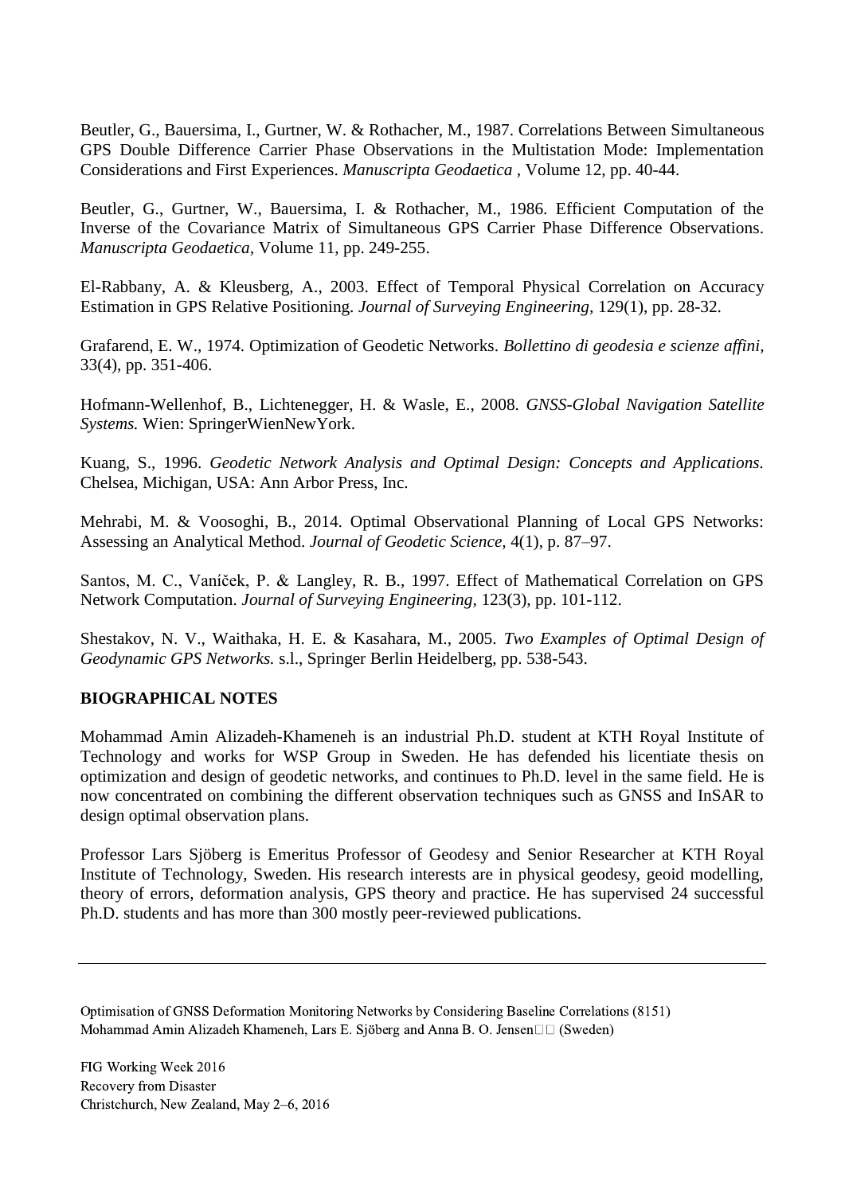Beutler, G., Bauersima, I., Gurtner, W. & Rothacher, M., 1987. Correlations Between Simultaneous GPS Double Difference Carrier Phase Observations in the Multistation Mode: Implementation Considerations and First Experiences. *Manuscripta Geodaetica* , Volume 12, pp. 40-44.

Beutler, G., Gurtner, W., Bauersima, I. & Rothacher, M., 1986. Efficient Computation of the Inverse of the Covariance Matrix of Simultaneous GPS Carrier Phase Difference Observations. *Manuscripta Geodaetica,* Volume 11, pp. 249-255.

El-Rabbany, A. & Kleusberg, A., 2003. Effect of Temporal Physical Correlation on Accuracy Estimation in GPS Relative Positioning. *Journal of Surveying Engineering,* 129(1), pp. 28-32.

Grafarend, E. W., 1974. Optimization of Geodetic Networks. *Bollettino di geodesia e scienze affini,* 33(4), pp. 351-406.

Hofmann-Wellenhof, B., Lichtenegger, H. & Wasle, E., 2008. *GNSS-Global Navigation Satellite Systems.* Wien: SpringerWienNewYork.

Kuang, S., 1996. *Geodetic Network Analysis and Optimal Design: Concepts and Applications.* Chelsea, Michigan, USA: Ann Arbor Press, Inc.

Mehrabi, M. & Voosoghi, B., 2014. Optimal Observational Planning of Local GPS Networks: Assessing an Analytical Method. *Journal of Geodetic Science,* 4(1), p. 87–97.

Santos, M. C., Vaníček, P. & Langley, R. B., 1997. Effect of Mathematical Correlation on GPS Network Computation. *Journal of Surveying Engineering,* 123(3), pp. 101-112.

Shestakov, N. V., Waithaka, H. E. & Kasahara, M., 2005. *Two Examples of Optimal Design of Geodynamic GPS Networks.* s.l., Springer Berlin Heidelberg, pp. 538-543.

## BIOGRAPHICAL NOTES

Mohammad Amin Alizadeh-Khameneh is an industrial Ph.D. student at KTH Royal Institute of Technology and works for WSP Group in Sweden. He has defended his licentiate thesis on optimization and design of geodetic networks, and continues to Ph.D. level in the same field. He is now concentrated on combining the different observation techniques such as GNSS and InSAR to design optimal observation plans.

Professor Lars Sjöberg is Emeritus Professor of Geodesy and Senior Researcher at KTH Royal Institute of Technology, Sweden. His research interests are in physical geodesy, geoid modelling, theory of errors, deformation analysis, GPS theory and practice. He has supervised 24 successful Ph.D. students and has more than 300 mostly peer-reviewed publications.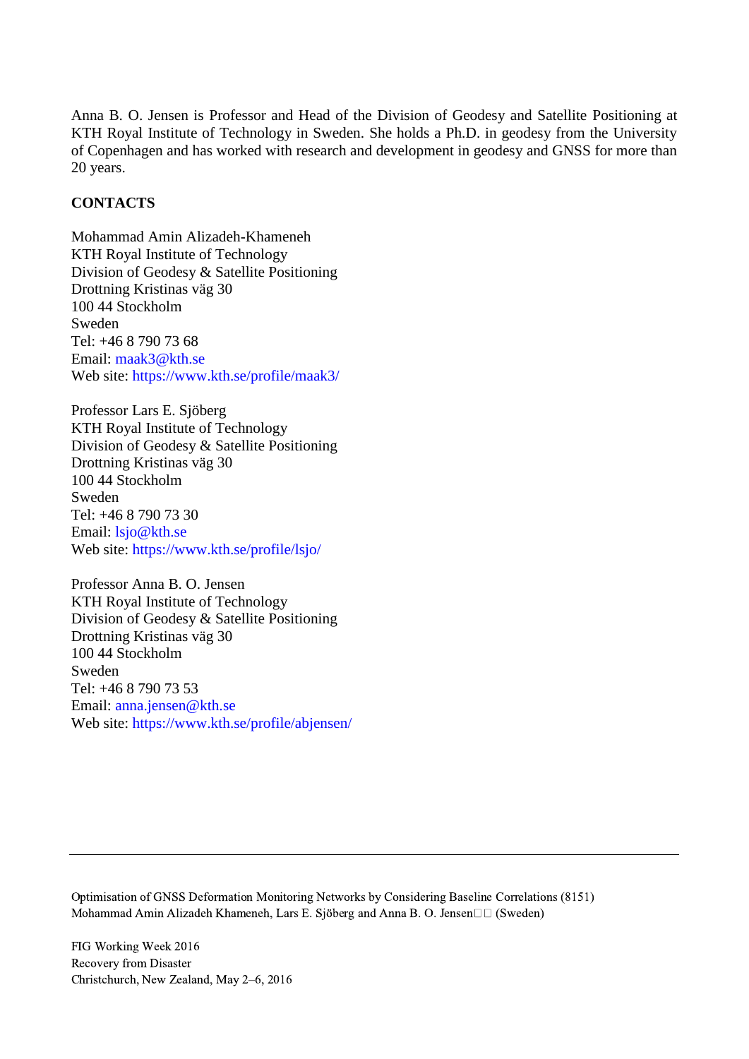Anna B. O. Jensen is Professor and Head of the Division of Geodesy and Satellite Positioning at KTH Royal Institute of Technology in Sweden. She holds a Ph.D. in geodesy from the University of Copenhagen and has worked with research and development in geodesy and GNSS for more than 20 years.

## CONTACTS

Mohammad Amin Alizadeh-Khameneh
KTH Royal Institute of Technology
Division of Geodesy & Satellite Positioning
Drottning Kristinas väg 30
100 44 Stockholm
Sweden
Tel: +46 8 790 73 68
Email: maak3@kth.se
Web site: https://www.kth.se/profile/maak3/

Professor Lars E. Sjöberg
KTH Royal Institute of Technology
Division of Geodesy & Satellite Positioning
Drottning Kristinas väg 30
100 44 Stockholm
Sweden
Tel: +46 8 790 73 30
Email: lsjo@kth.se
Web site: https://www.kth.se/profile/lsjo/

Professor Anna B. O. Jensen
KTH Royal Institute of Technology
Division of Geodesy & Satellite Positioning
Drottning Kristinas väg 30
100 44 Stockholm
Sweden
Tel: +46 8 790 73 53
Email: anna.jensen@kth.se
Web site: https://www.kth.se/profile/abjensen/